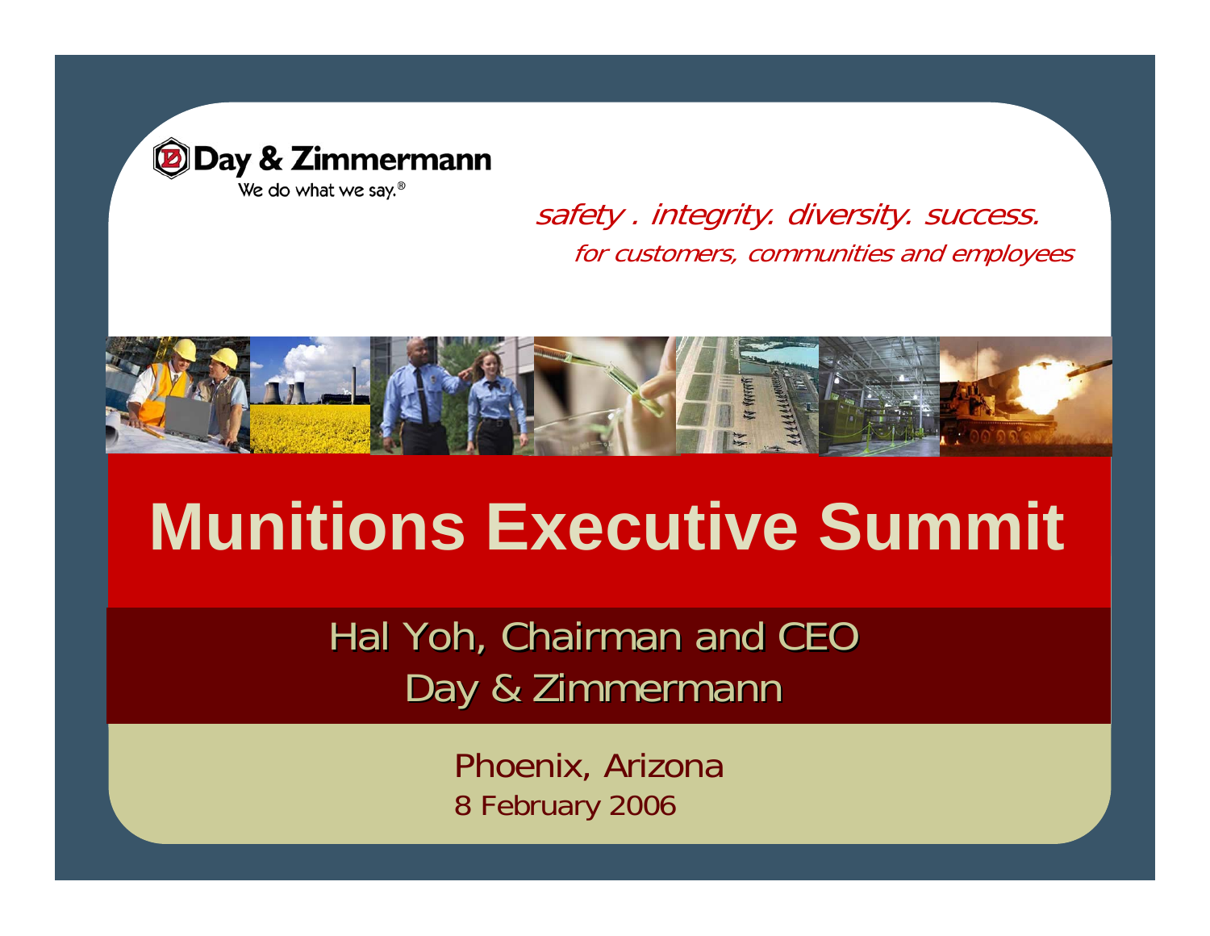Day & Zimmermann

We do what we say.®

*safety . integrity. diversity. success.*

*for customers, communities and employees*

# Munitions Executive Summit

Hal Yoh, Chairman and CEO

Day & Zimmermann

Phoenix, Arizona

8 February 2006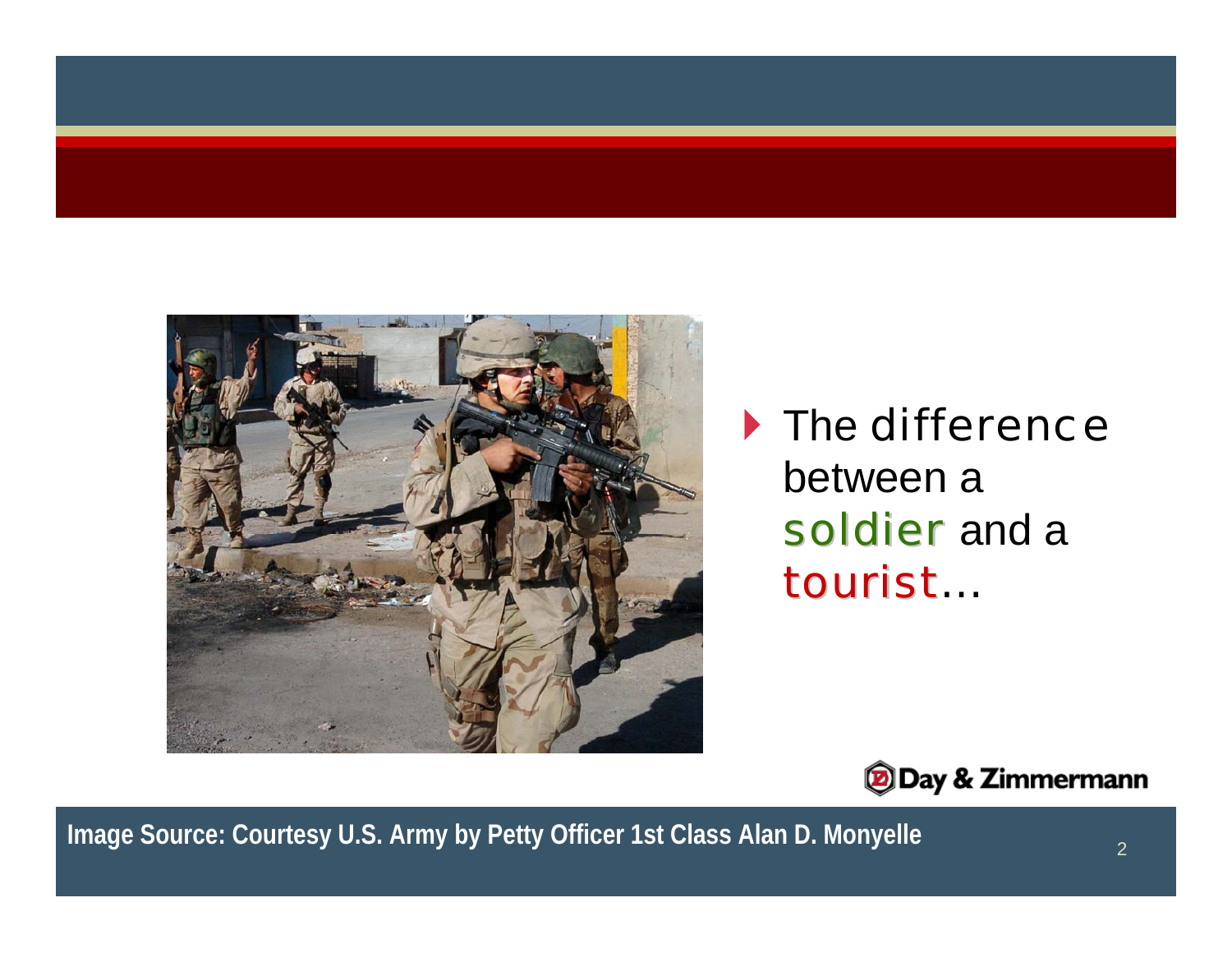- The difference between a soldier and a tourist…

Image Source: Courtesy U.S. Army by Petty Officer 1st Class Alan D. Monyelle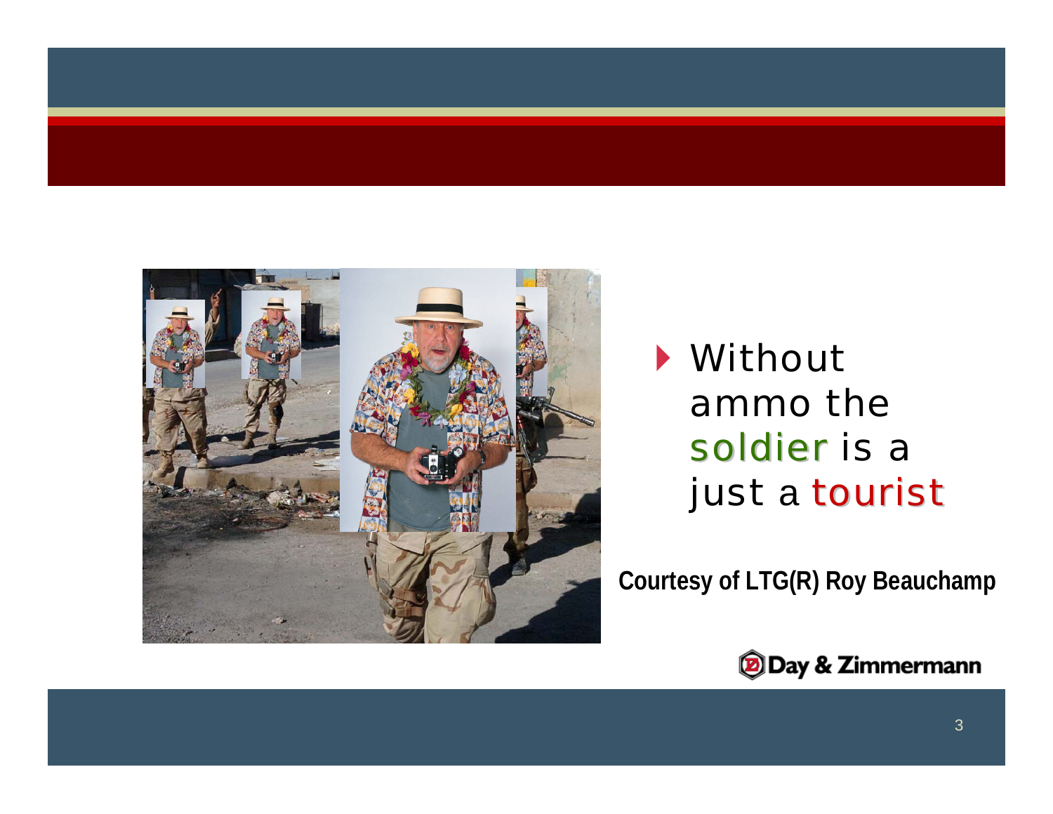- Without ammo the soldier is a just a tourist

**Courtesy of LTG(R) Roy Beauchamp**

Day & Zimmermann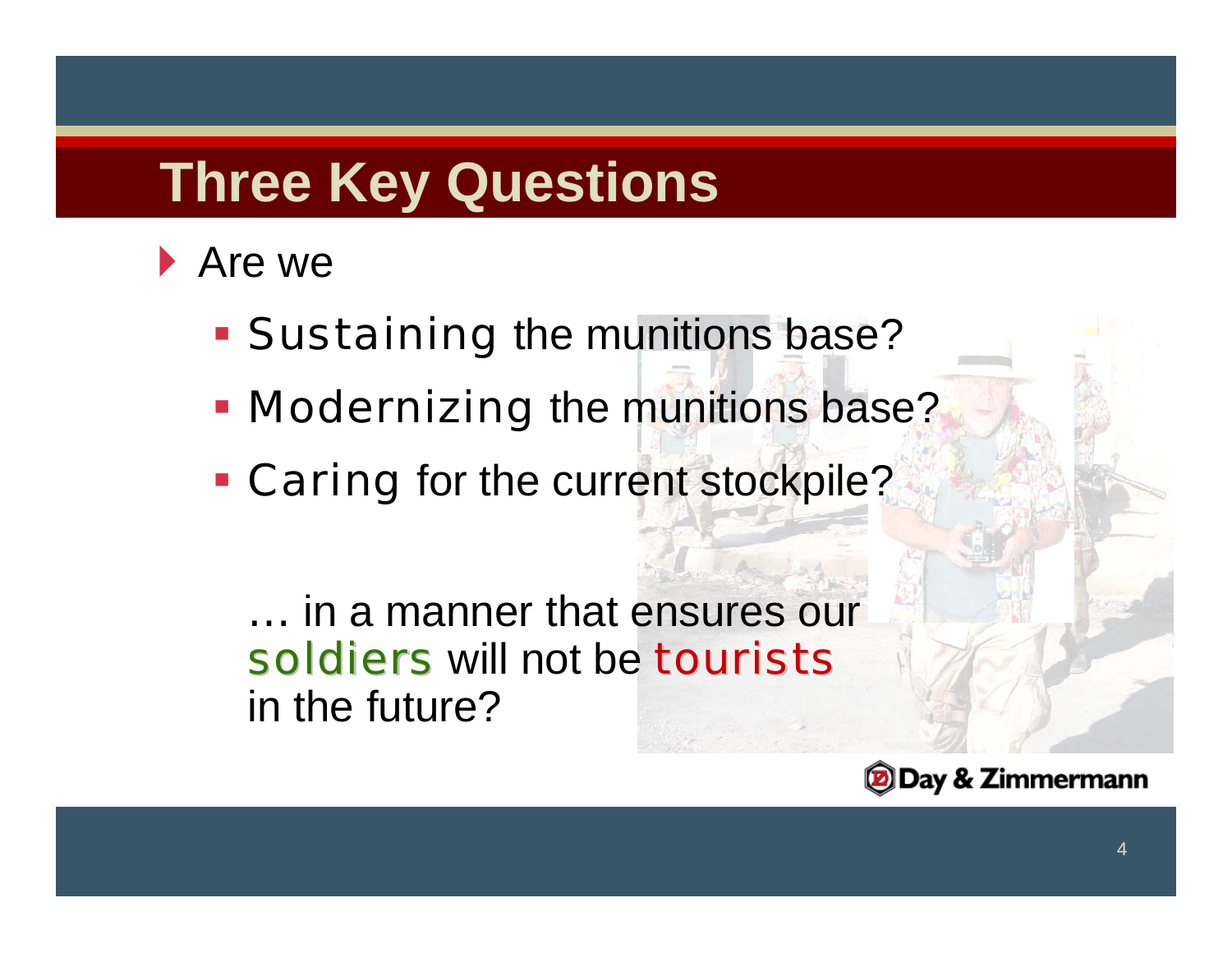# Three Key Questions

- Are we
  - Sustaining the munitions base?
  - Modernizing the munitions base?
  - Caring for the current stockpile?

… in a manner that ensures our soldiers will not be tourists in the future?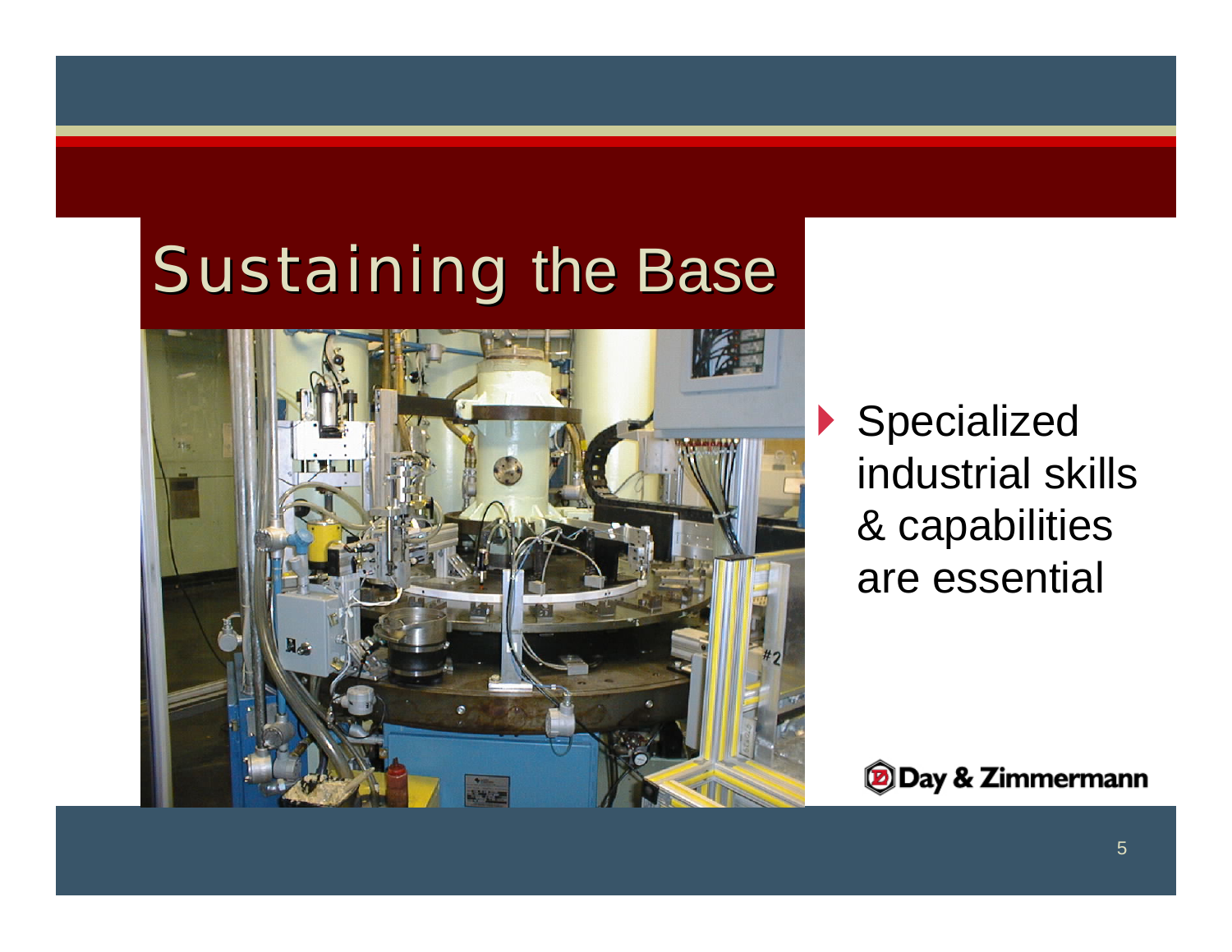# Sustaining the Base

- Specialized industrial skills & capabilities are essential

Day & Zimmermann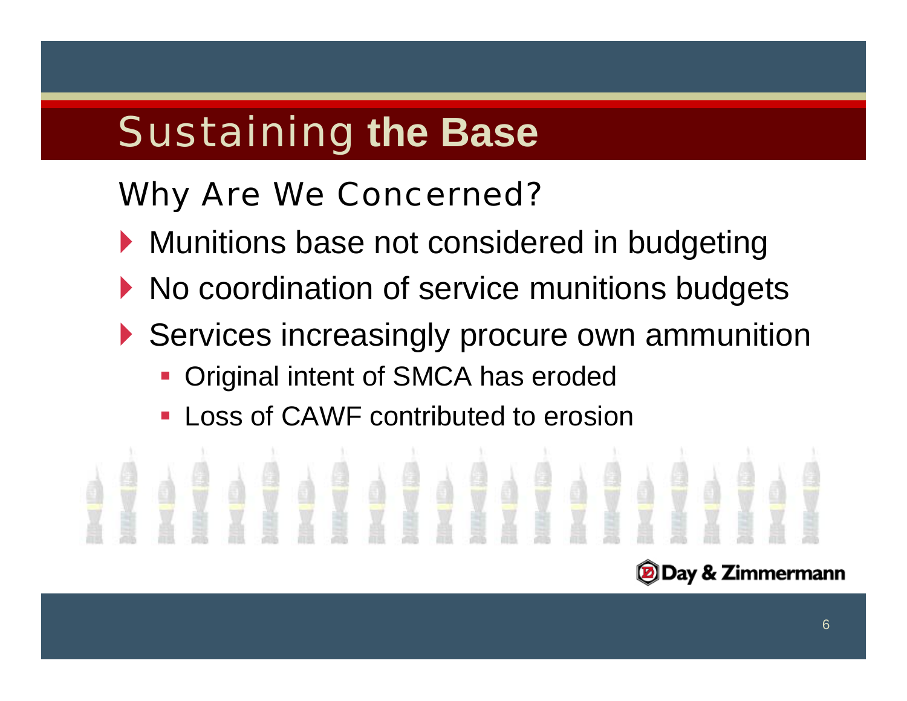# Sustaining **the Base**

## Why Are We Concerned?

- Munitions base not considered in budgeting
- No coordination of service munitions budgets
- Services increasingly procure own ammunition
  - Original intent of SMCA has eroded
  - Loss of CAWF contributed to erosion

Day & Zimmermann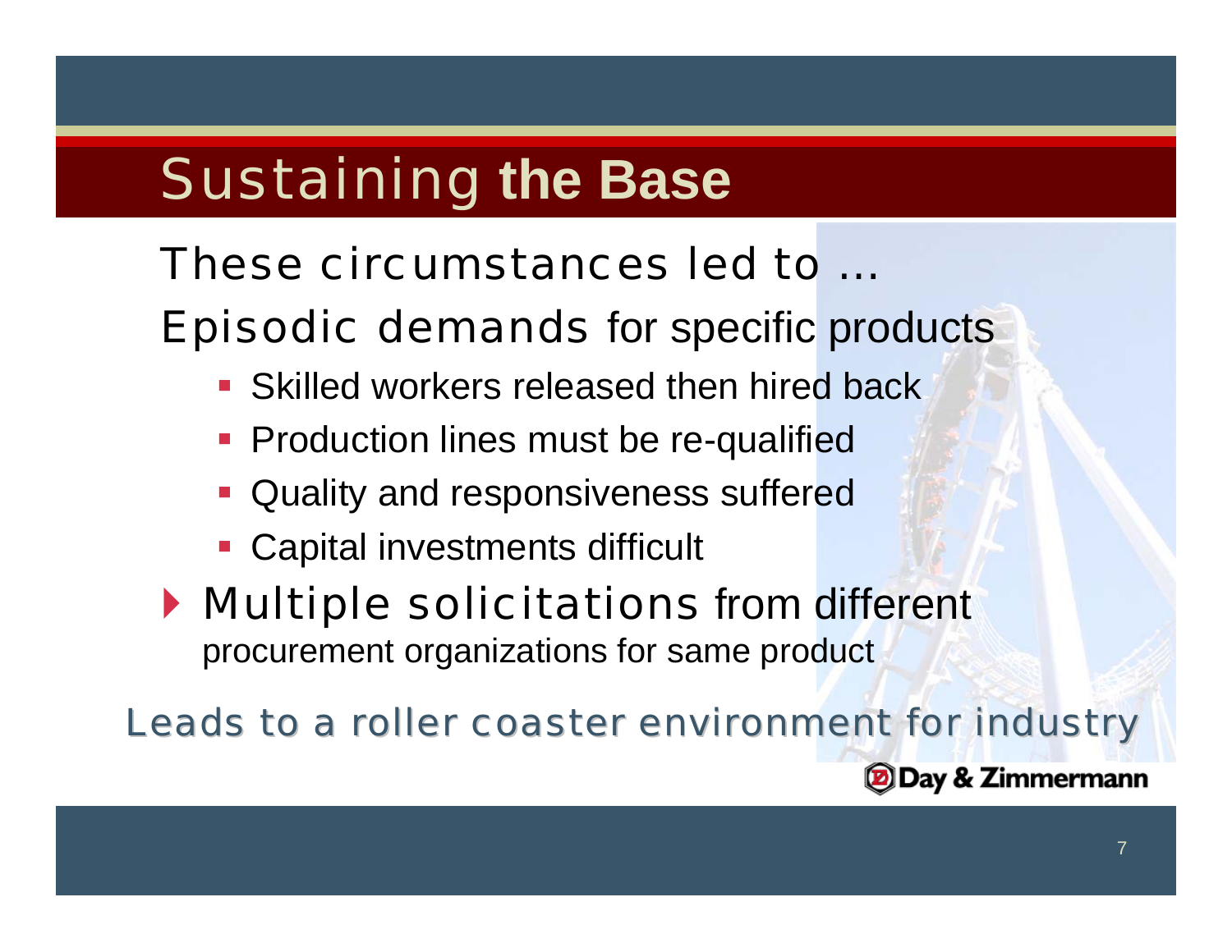# Sustaining the Base

These circumstances led to …

Episodic demands for specific products

- Skilled workers released then hired back
- Production lines must be re-qualified
- Quality and responsiveness suffered
- Capital investments difficult

- Multiple solicitations from different procurement organizations for same product

Leads to a roller coaster environment for industry

Day & Zimmermann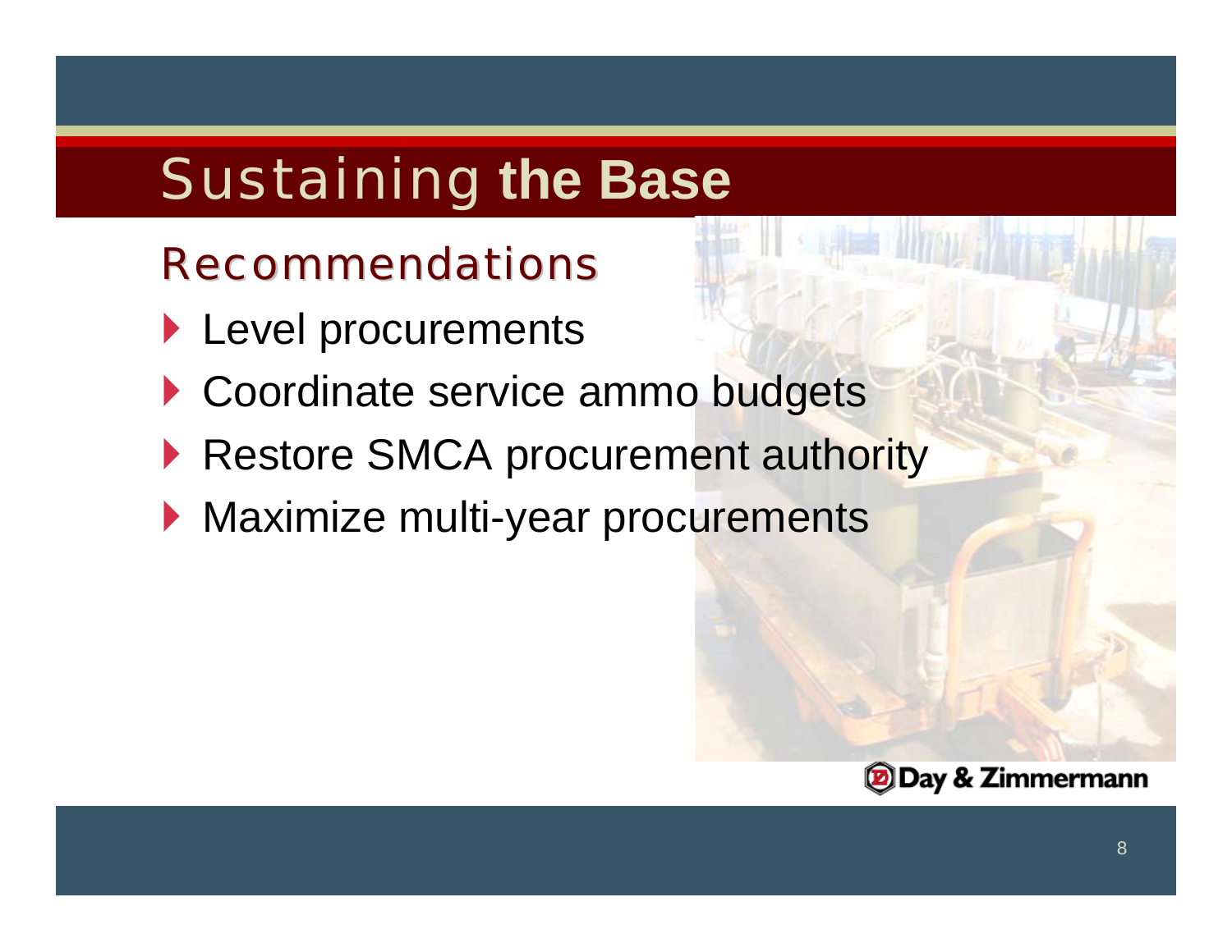# Sustaining **the Base**

## Recommendations

- Level procurements
- Coordinate service ammo budgets
- Restore SMCA procurement authority
- Maximize multi-year procurements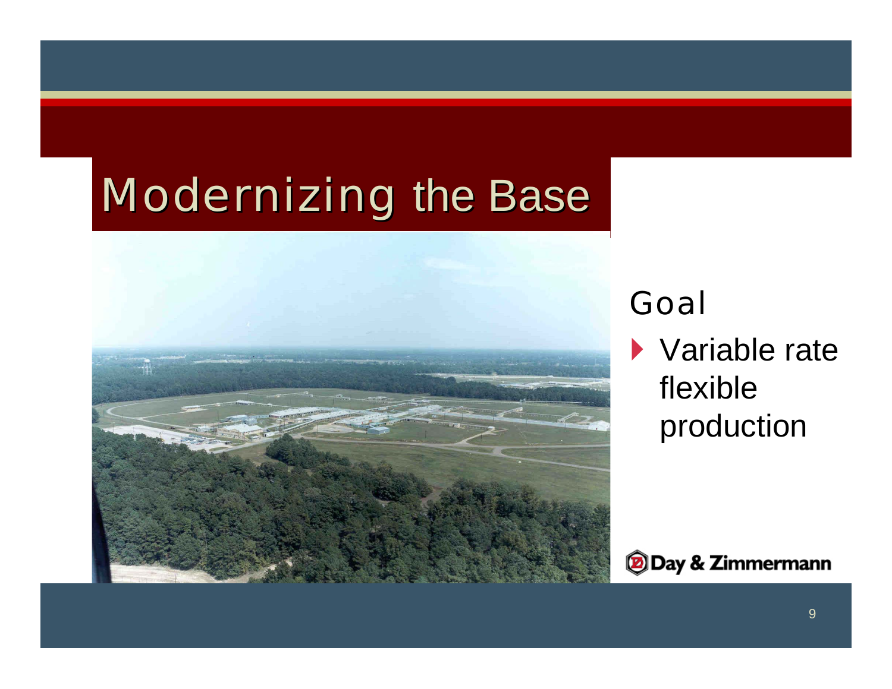# Modernizing the Base

## Goal

- Variable rate flexible production

Day & Zimmermann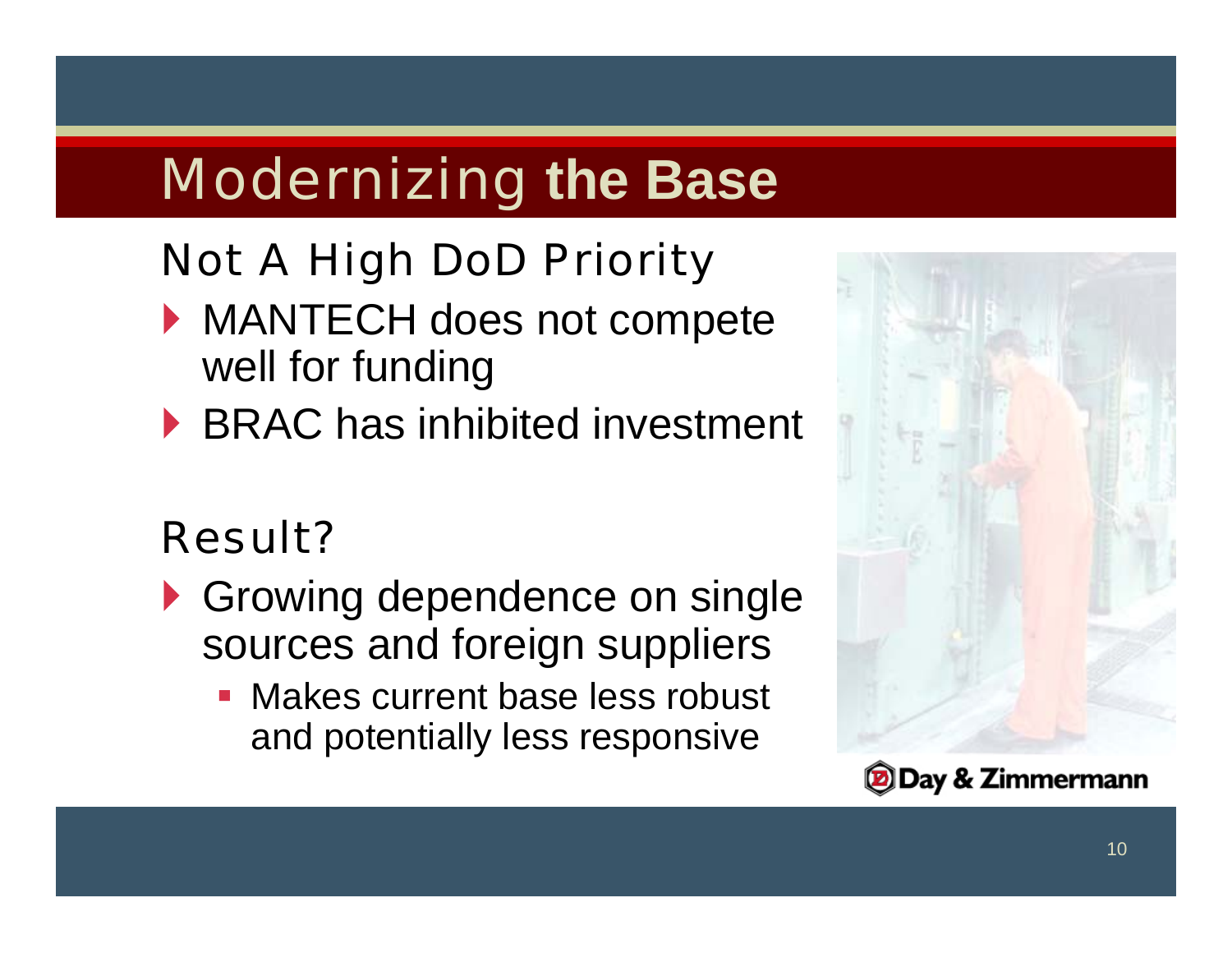# Modernizing **the Base**

## Not A High DoD Priority

- MANTECH does not compete well for funding
- BRAC has inhibited investment

## Result?

- Growing dependence on single sources and foreign suppliers
  - Makes current base less robust and potentially less responsive

Day & Zimmermann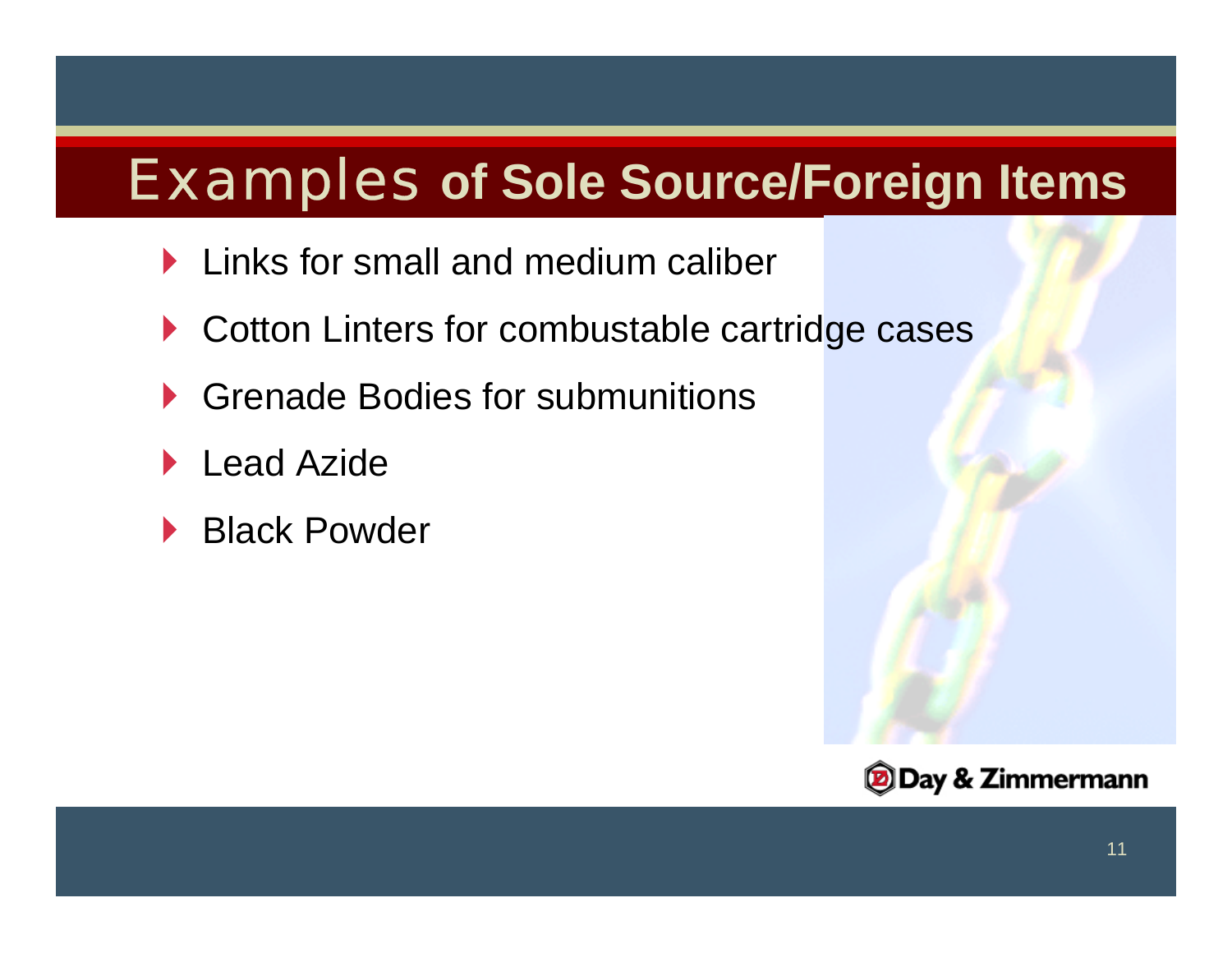# Examples of Sole Source/Foreign Items

- Links for small and medium caliber
- Cotton Linters for combustable cartridge cases
- Grenade Bodies for submunitions
- Lead Azide
- Black Powder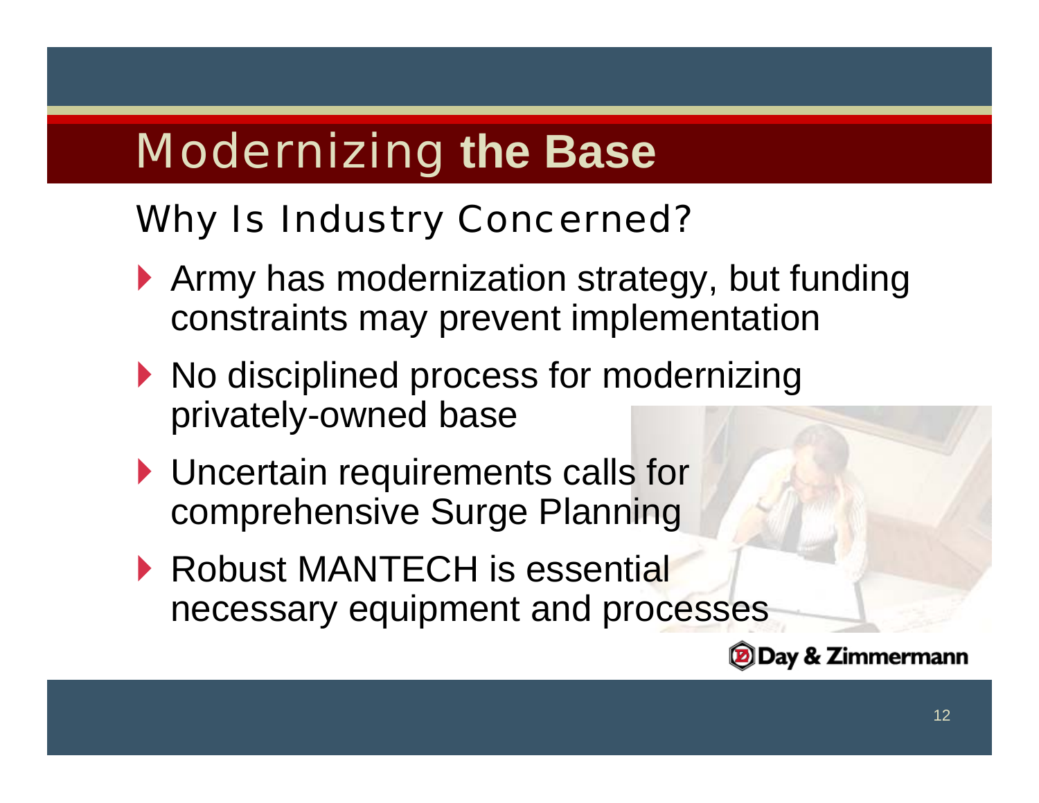# Modernizing **the Base**

## Why Is Industry Concerned?

- Army has modernization strategy, but funding constraints may prevent implementation
- No disciplined process for modernizing privately-owned base
- Uncertain requirements calls for comprehensive Surge Planning
- Robust MANTECH is essential necessary equipment and processes

Day & Zimmermann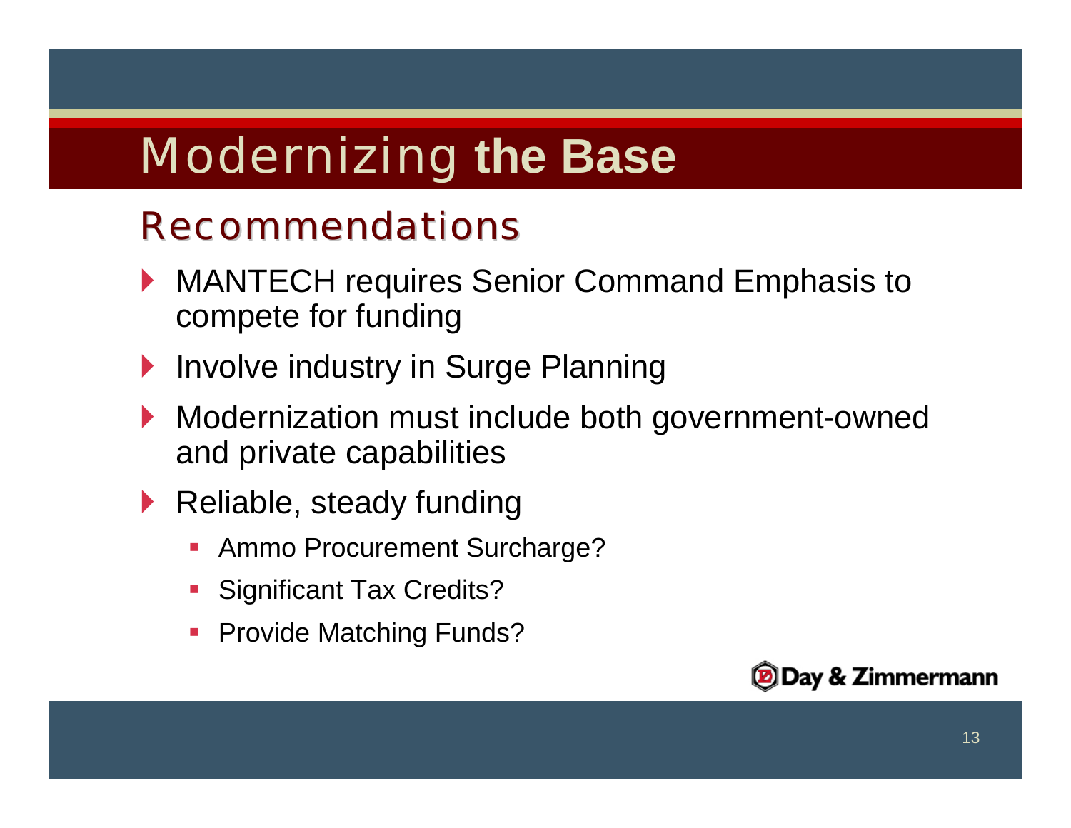# Modernizing **the Base**

## Recommendations

- MANTECH requires Senior Command Emphasis to compete for funding
- Involve industry in Surge Planning
- Modernization must include both government-owned and private capabilities
- Reliable, steady funding
  - Ammo Procurement Surcharge?
  - Significant Tax Credits?
  - Provide Matching Funds?

Day & Zimmermann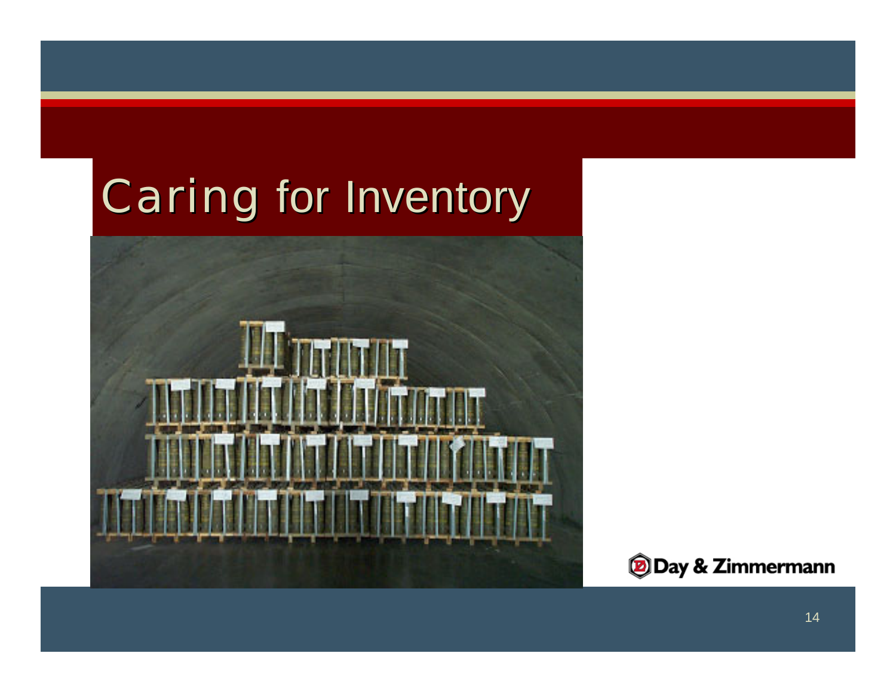# Caring for Inventory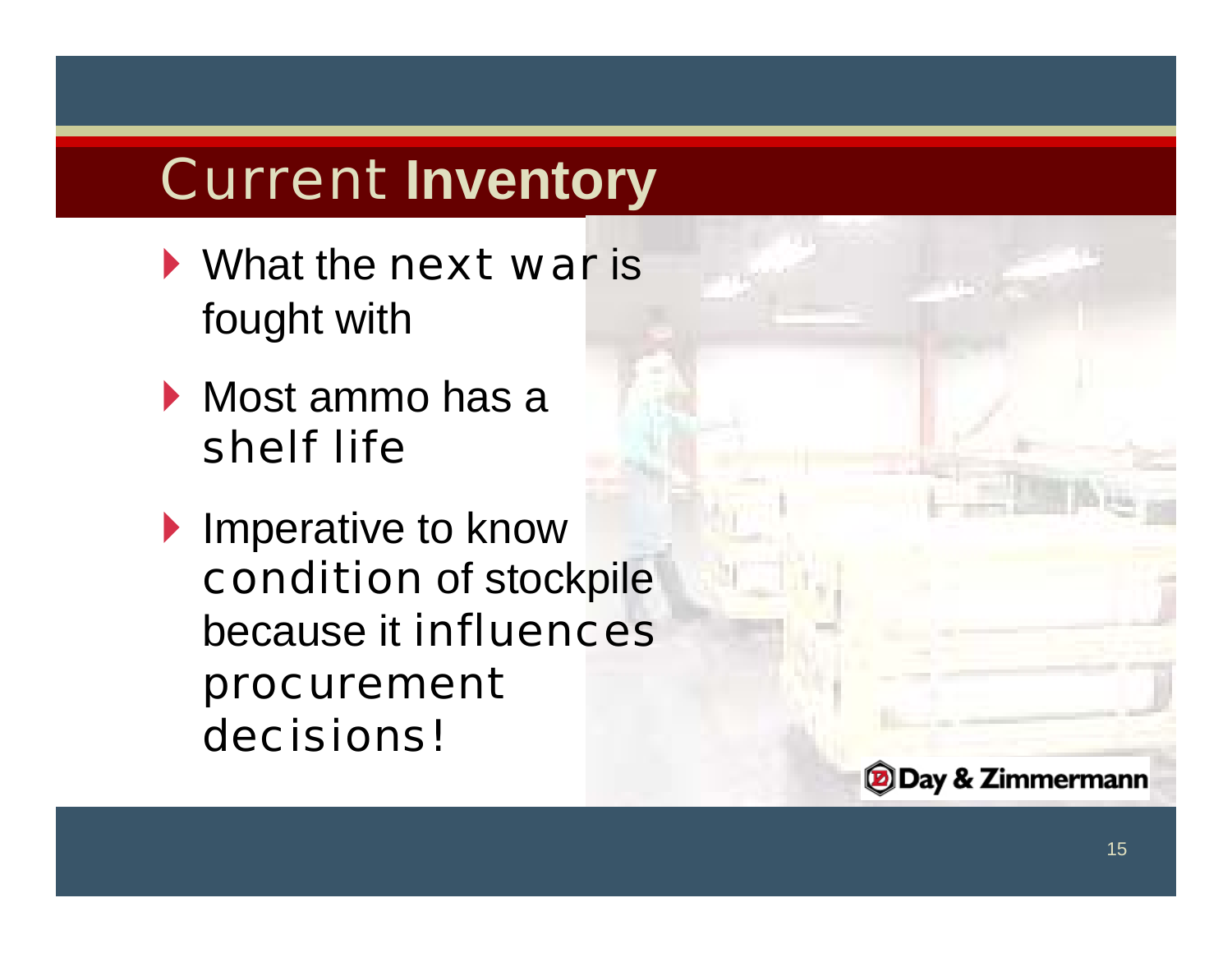# Current **Inventory**

- What the next war is fought with
- Most ammo has a shelf life
- Imperative to know condition of stockpile because it influences procurement decisions!

Day & Zimmermann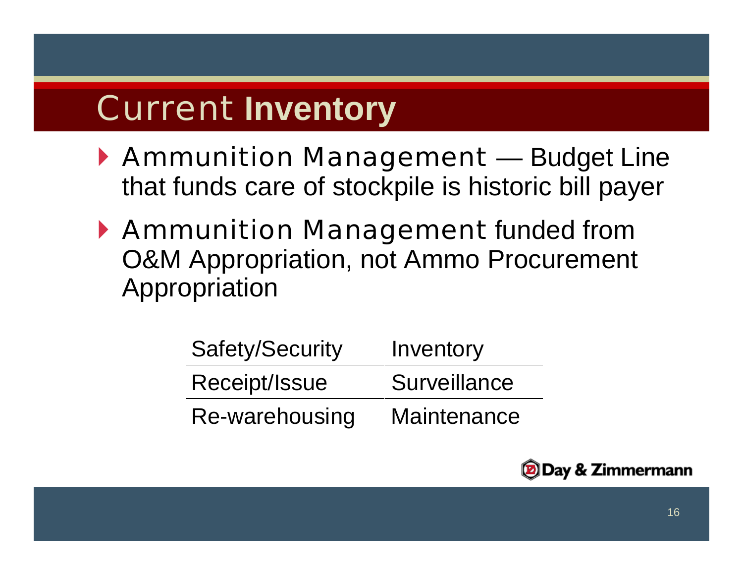# Current **Inventory**

- Ammunition Management — Budget Line that funds care of stockpile is historic bill payer
- Ammunition Management funded from O&M Appropriation, not Ammo Procurement Appropriation

| Safety/Security | Inventory |
|---|---|
| Receipt/Issue | Surveillance |
| Re-warehousing | Maintenance |

Day & Zimmermann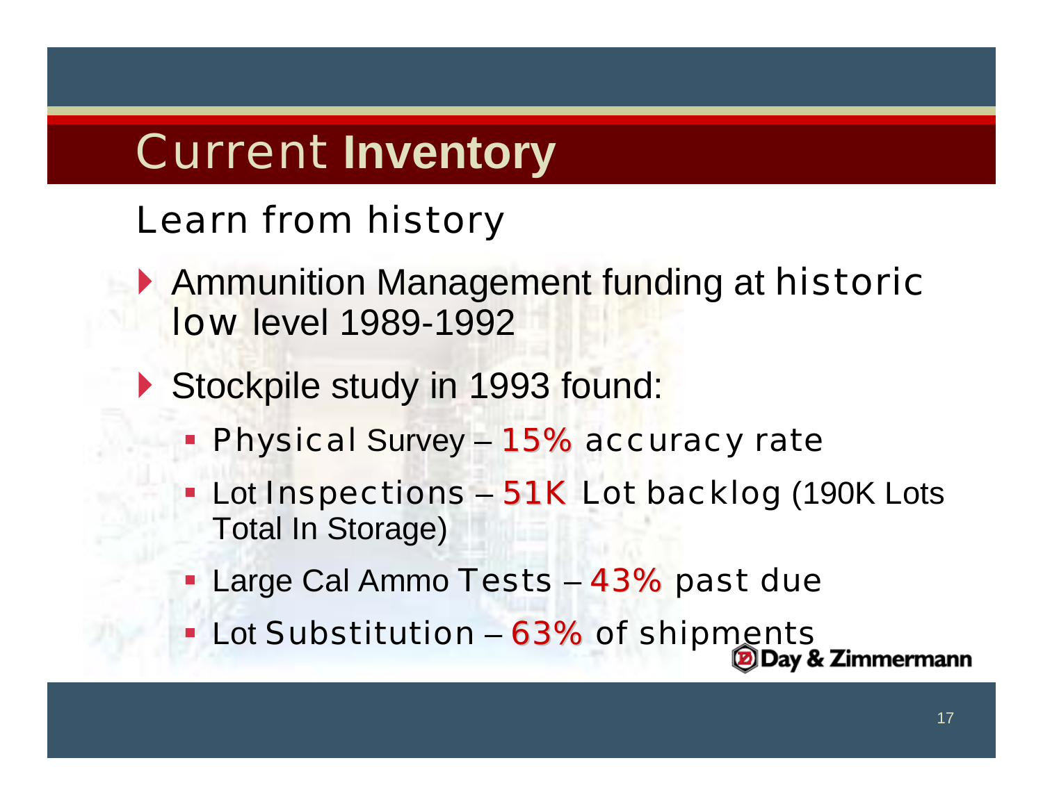# Current **Inventory**

## Learn from history

- Ammunition Management funding at historic low level 1989-1992
- Stockpile study in 1993 found:
  - Physical Survey – 15% accuracy rate
  - Lot Inspections – 51K Lot backlog (190K Lots Total In Storage)
  - Large Cal Ammo Tests – 43% past due
  - Lot Substitution – 63% of shipments

Day & Zimmermann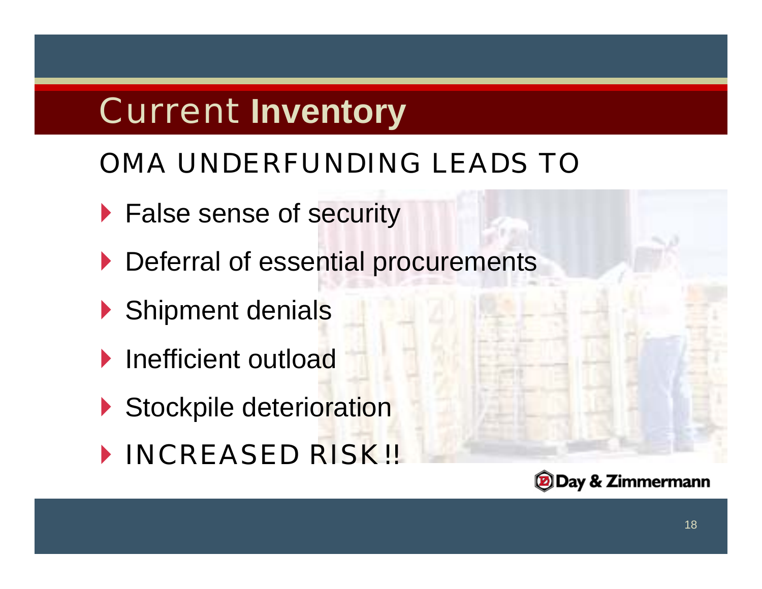# Current **Inventory**

## OMA UNDERFUNDING LEADS TO

- False sense of security
- Deferral of essential procurements
- Shipment denials
- Inefficient outload
- Stockpile deterioration
- INCREASED RISK!!

Day & Zimmermann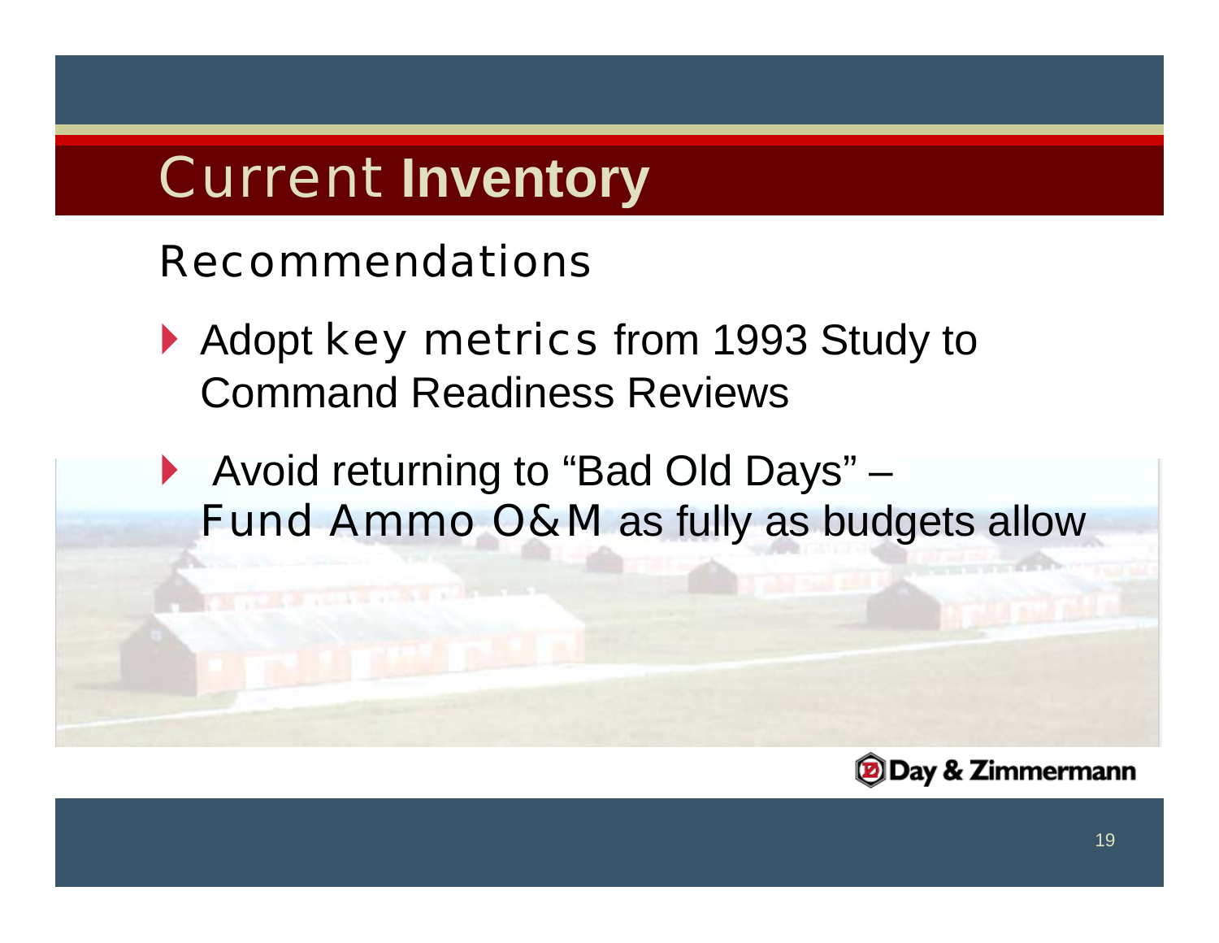# Current **Inventory**

## Recommendations

- Adopt key metrics from 1993 Study to Command Readiness Reviews
- Avoid returning to "Bad Old Days" – Fund Ammo O&M as fully as budgets allow

Day & Zimmermann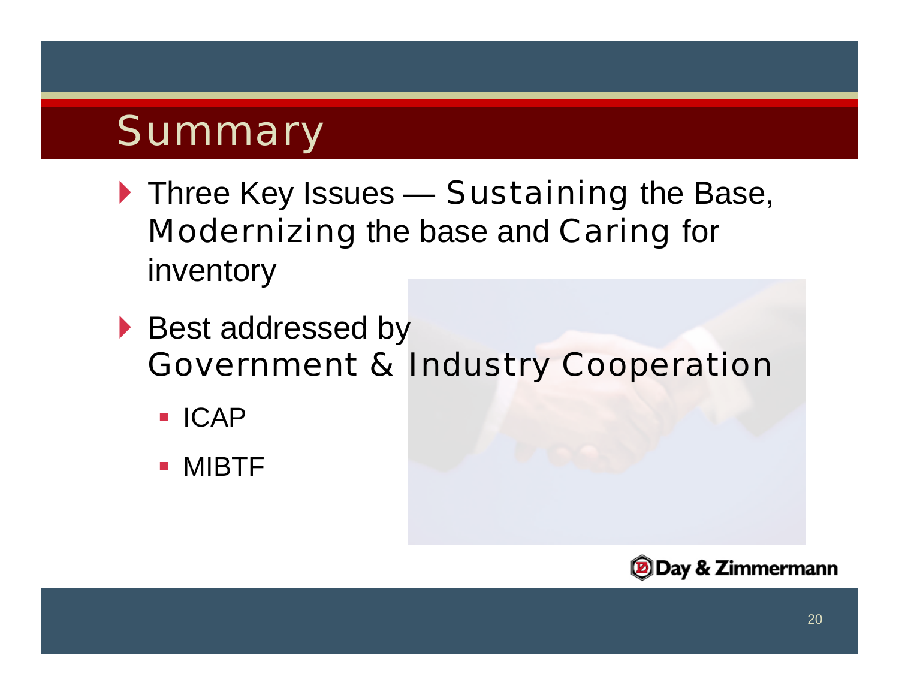# Summary

- Three Key Issues — Sustaining the Base, Modernizing the base and Caring for inventory
- Best addressed by Government & Industry Cooperation
  - ICAP
  - MIBTF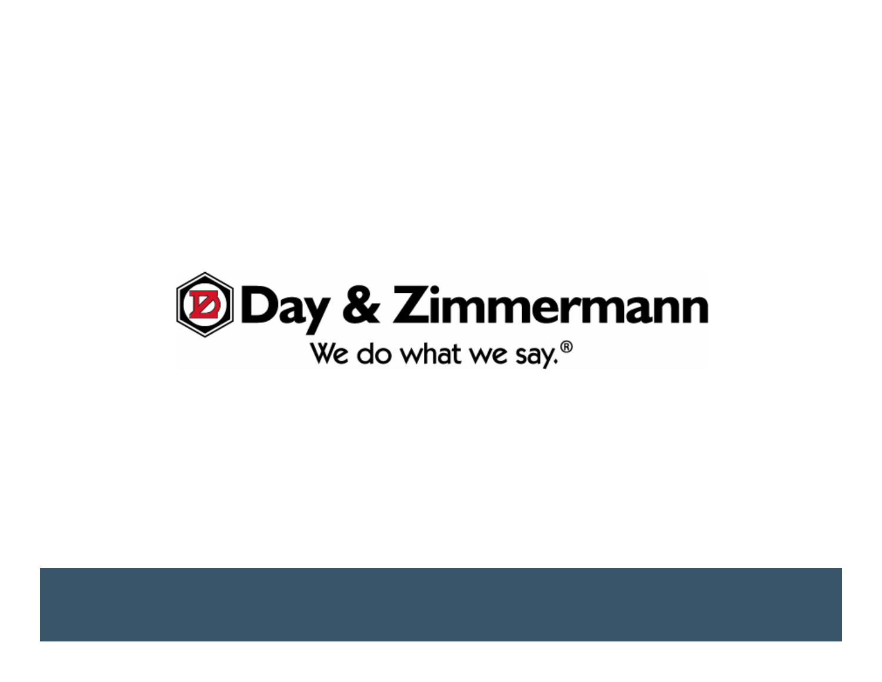Day & Zimmermann

We do what we say.®